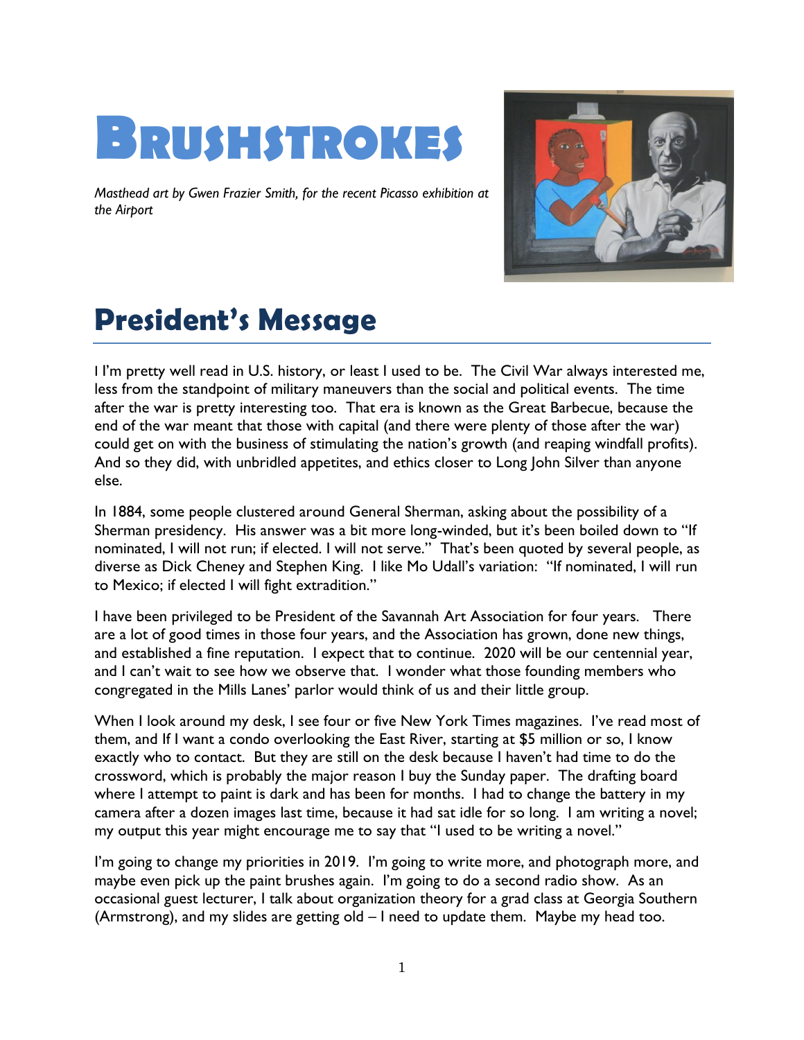# BRUSHSTROKES

*Masthead art by Gwen Frazier Smith, for the recent Picasso exhibition at the Airport*

## President's Message

I I'm pretty well read in U.S. history, or least I used to be. The Civil War always interested me, less from the standpoint of military maneuvers than the social and political events. The time after the war is pretty interesting too. That era is known as the Great Barbecue, because the end of the war meant that those with capital (and there were plenty of those after the war) could get on with the business of stimulating the nation's growth (and reaping windfall profits). And so they did, with unbridled appetites, and ethics closer to Long John Silver than anyone else.

In 1884, some people clustered around General Sherman, asking about the possibility of a Sherman presidency. His answer was a bit more long-winded, but it's been boiled down to "If nominated, I will not run; if elected. I will not serve." That's been quoted by several people, as diverse as Dick Cheney and Stephen King. I like Mo Udall's variation: "If nominated, I will run to Mexico; if elected I will fight extradition."

I have been privileged to be President of the Savannah Art Association for four years. There are a lot of good times in those four years, and the Association has grown, done new things, and established a fine reputation. I expect that to continue. 2020 will be our centennial year, and I can't wait to see how we observe that. I wonder what those founding members who congregated in the Mills Lanes' parlor would think of us and their little group.

When I look around my desk, I see four or five New York Times magazines. I've read most of them, and If I want a condo overlooking the East River, starting at $5 million or so, I know exactly who to contact. But they are still on the desk because I haven't had time to do the crossword, which is probably the major reason I buy the Sunday paper. The drafting board where I attempt to paint is dark and has been for months. I had to change the battery in my camera after a dozen images last time, because it had sat idle for so long. I am writing a novel; my output this year might encourage me to say that "I used to be writing a novel."

I'm going to change my priorities in 2019. I'm going to write more, and photograph more, and maybe even pick up the paint brushes again. I'm going to do a second radio show. As an occasional guest lecturer, I talk about organization theory for a grad class at Georgia Southern (Armstrong), and my slides are getting old – I need to update them. Maybe my head too.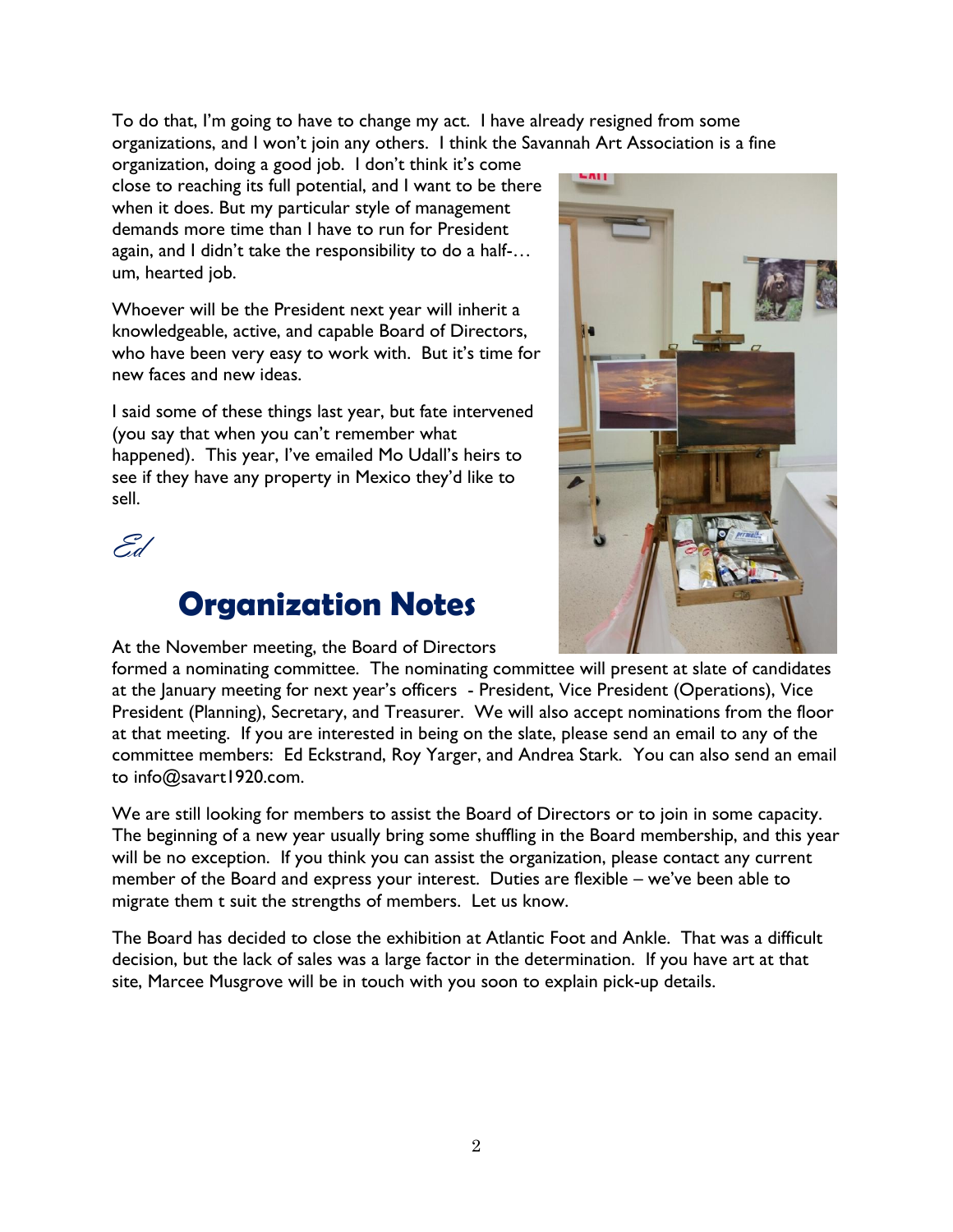To do that, I'm going to have to change my act. I have already resigned from some organizations, and I won't join any others. I think the Savannah Art Association is a fine organization, doing a good job. I don't think it's come close to reaching its full potential, and I want to be there when it does. But my particular style of management demands more time than I have to run for President again, and I didn't take the responsibility to do a half-… um, hearted job.

Whoever will be the President next year will inherit a knowledgeable, active, and capable Board of Directors, who have been very easy to work with. But it's time for new faces and new ideas.

I said some of these things last year, but fate intervened (you say that when you can't remember what happened). This year, I've emailed Mo Udall's heirs to see if they have any property in Mexico they'd like to sell.

*Ed*

# Organization Notes

At the November meeting, the Board of Directors formed a nominating committee. The nominating committee will present at slate of candidates at the January meeting for next year's officers - President, Vice President (Operations), Vice President (Planning), Secretary, and Treasurer. We will also accept nominations from the floor at that meeting. If you are interested in being on the slate, please send an email to any of the committee members: Ed Eckstrand, Roy Yarger, and Andrea Stark. You can also send an email to info@savart1920.com.

We are still looking for members to assist the Board of Directors or to join in some capacity. The beginning of a new year usually bring some shuffling in the Board membership, and this year will be no exception. If you think you can assist the organization, please contact any current member of the Board and express your interest. Duties are flexible – we've been able to migrate them t suit the strengths of members. Let us know.

The Board has decided to close the exhibition at Atlantic Foot and Ankle. That was a difficult decision, but the lack of sales was a large factor in the determination. If you have art at that site, Marcee Musgrove will be in touch with you soon to explain pick-up details.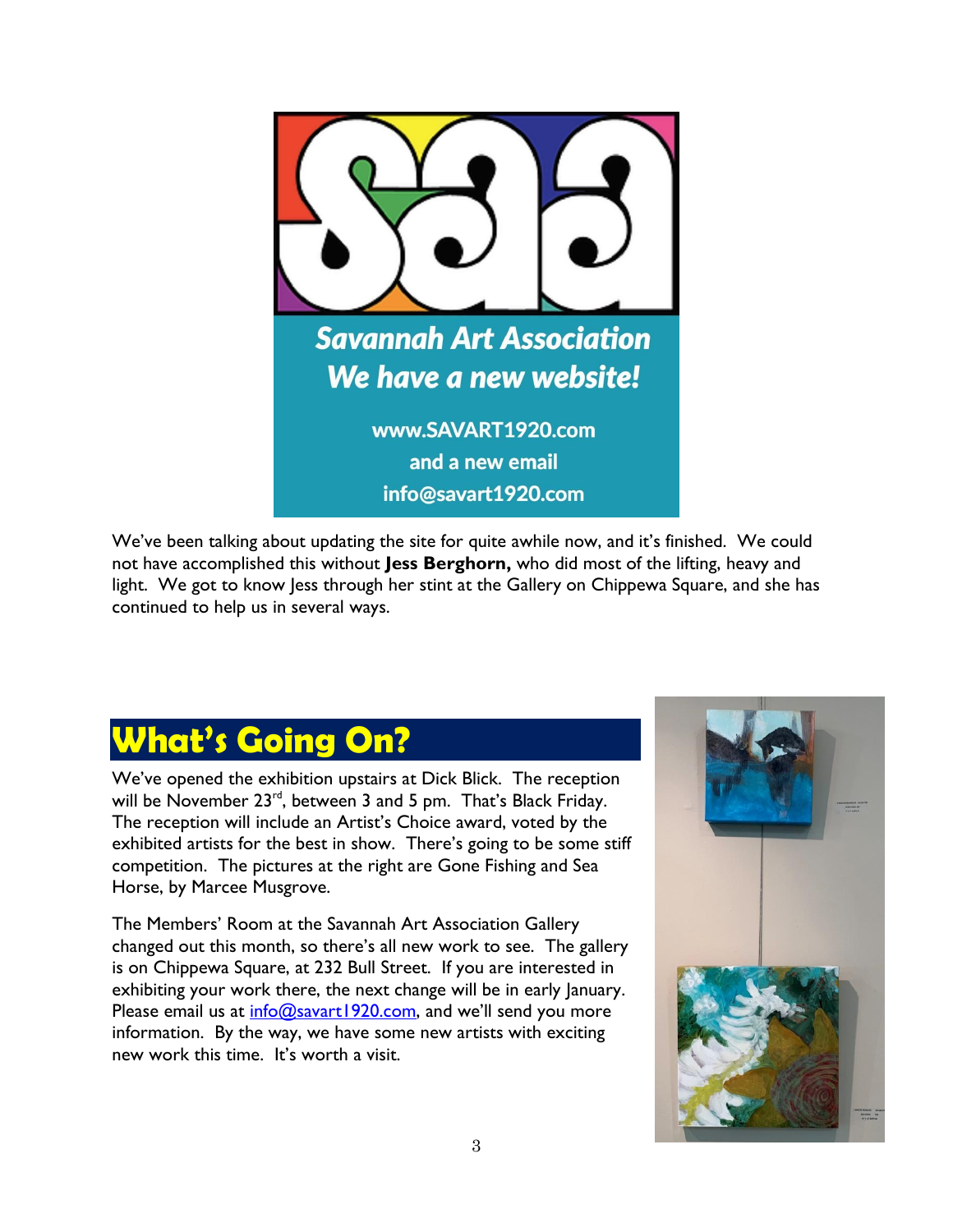Savannah Art Association
We have a new website!

www.SAVART1920.com
and a new email
info@savart1920.com

We've been talking about updating the site for quite awhile now, and it's finished. We could not have accomplished this without **Jess Berghorn,** who did most of the lifting, heavy and light. We got to know Jess through her stint at the Gallery on Chippewa Square, and she has continued to help us in several ways.

## What's Going On?

We've opened the exhibition upstairs at Dick Blick. The reception will be November 23rd, between 3 and 5 pm. That's Black Friday. The reception will include an Artist's Choice award, voted by the exhibited artists for the best in show. There's going to be some stiff competition. The pictures at the right are Gone Fishing and Sea Horse, by Marcee Musgrove.

The Members' Room at the Savannah Art Association Gallery changed out this month, so there's all new work to see. The gallery is on Chippewa Square, at 232 Bull Street. If you are interested in exhibiting your work there, the next change will be in early January. Please email us at info@savart1920.com, and we'll send you more information. By the way, we have some new artists with exciting new work this time. It's worth a visit.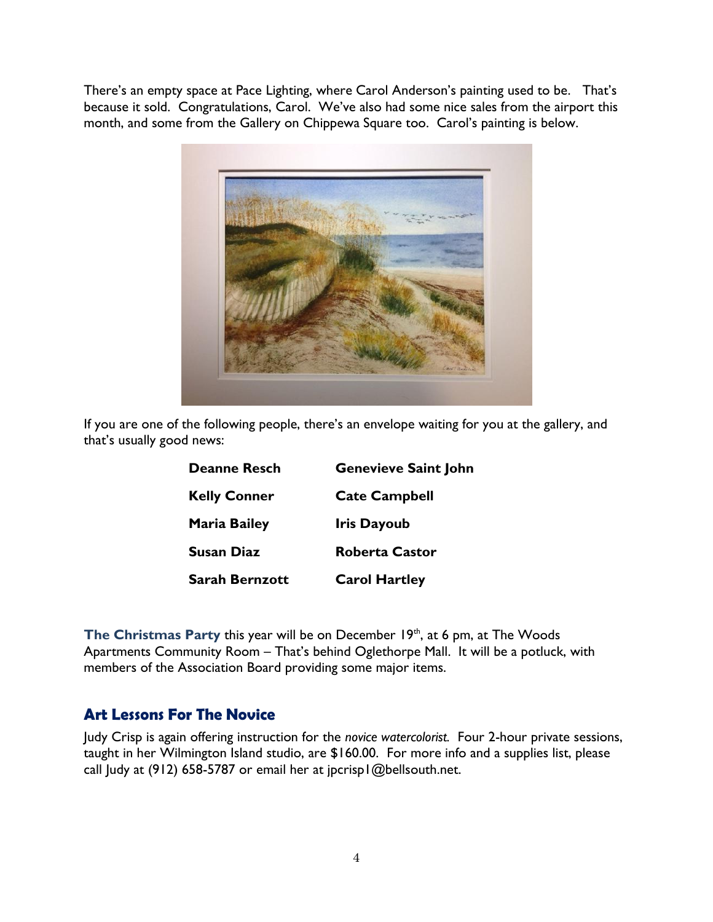There's an empty space at Pace Lighting, where Carol Anderson's painting used to be. That's because it sold. Congratulations, Carol. We've also had some nice sales from the airport this month, and some from the Gallery on Chippewa Square too. Carol's painting is below.

If you are one of the following people, there's an envelope waiting for you at the gallery, and that's usually good news:

| | |
|---|---|
| **Deanne Resch** | **Genevieve Saint John** |
| **Kelly Conner** | **Cate Campbell** |
| **Maria Bailey** | **Iris Dayoub** |
| **Susan Diaz** | **Roberta Castor** |
| **Sarah Bernzott** | **Carol Hartley** |

**The Christmas Party** this year will be on December 19th, at 6 pm, at The Woods Apartments Community Room – That's behind Oglethorpe Mall. It will be a potluck, with members of the Association Board providing some major items.

## Art Lessons For The Novice

Judy Crisp is again offering instruction for the *novice watercolorist.* Four 2-hour private sessions, taught in her Wilmington Island studio, are $160.00. For more info and a supplies list, please call Judy at (912) 658-5787 or email her at jpcrisp1@bellsouth.net.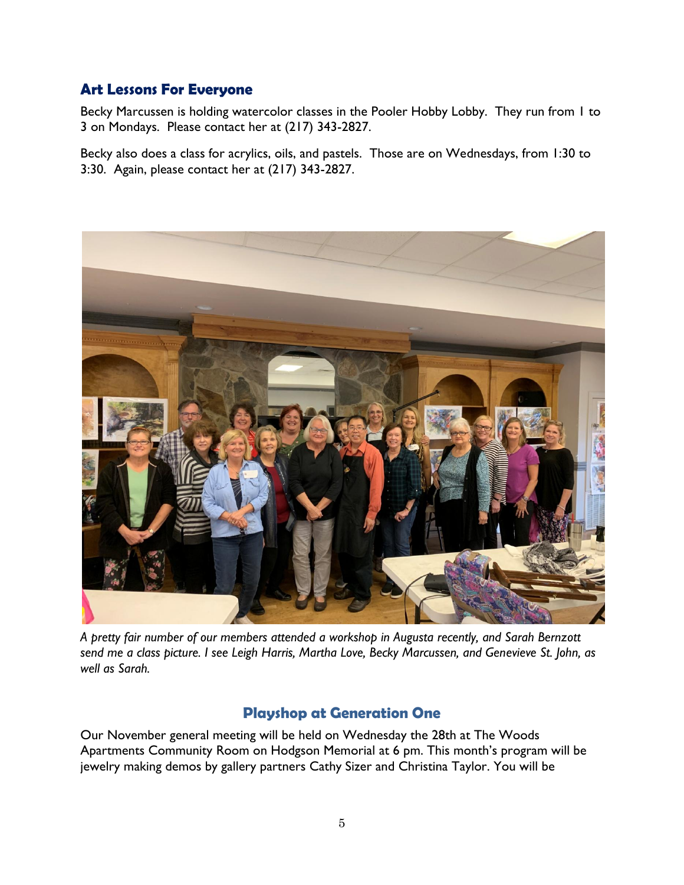## Art Lessons For Everyone

Becky Marcussen is holding watercolor classes in the Pooler Hobby Lobby. They run from 1 to 3 on Mondays. Please contact her at (217) 343-2827.

Becky also does a class for acrylics, oils, and pastels. Those are on Wednesdays, from 1:30 to 3:30. Again, please contact her at (217) 343-2827.

*A pretty fair number of our members attended a workshop in Augusta recently, and Sarah Bernzott send me a class picture. I see Leigh Harris, Martha Love, Becky Marcussen, and Genevieve St. John, as well as Sarah.*

## Playshop at Generation One

Our November general meeting will be held on Wednesday the 28th at The Woods Apartments Community Room on Hodgson Memorial at 6 pm. This month's program will be jewelry making demos by gallery partners Cathy Sizer and Christina Taylor. You will be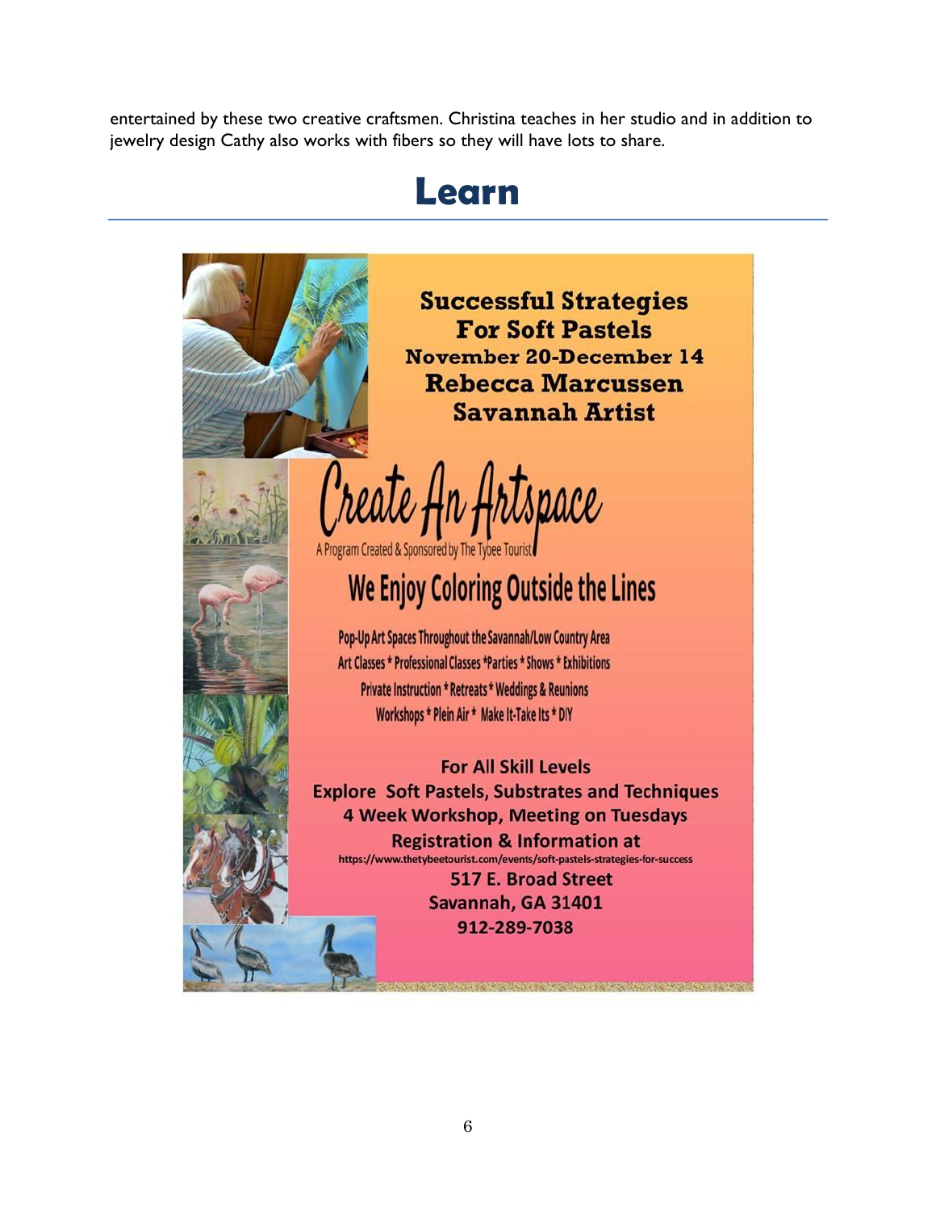entertained by these two creative craftsmen. Christina teaches in her studio and in addition to jewelry design Cathy also works with fibers so they will have lots to share.

# Learn

**Successful Strategies For Soft Pastels**

**November 20-December 14**

**Rebecca Marcussen**

**Savannah Artist**

## Create An Artspace

A Program Created & Sponsored by The Tybee Tourist

### We Enjoy Coloring Outside the Lines

Pop-Up Art Spaces Throughout the Savannah/Low Country Area

Art Classes * Professional Classes *Parties * Shows * Exhibitions

Private Instruction * Retreats * Weddings & Reunions

Workshops * Plein Air * Make It-Take Its * DIY

**For All Skill Levels**

**Explore Soft Pastels, Substrates and Techniques**

**4 Week Workshop, Meeting on Tuesdays**

**Registration & Information at**

https://www.thetybeetourist.com/events/soft-pastels-strategies-for-success

**517 E. Broad Street**

**Savannah, GA 31401**

**912-289-7038**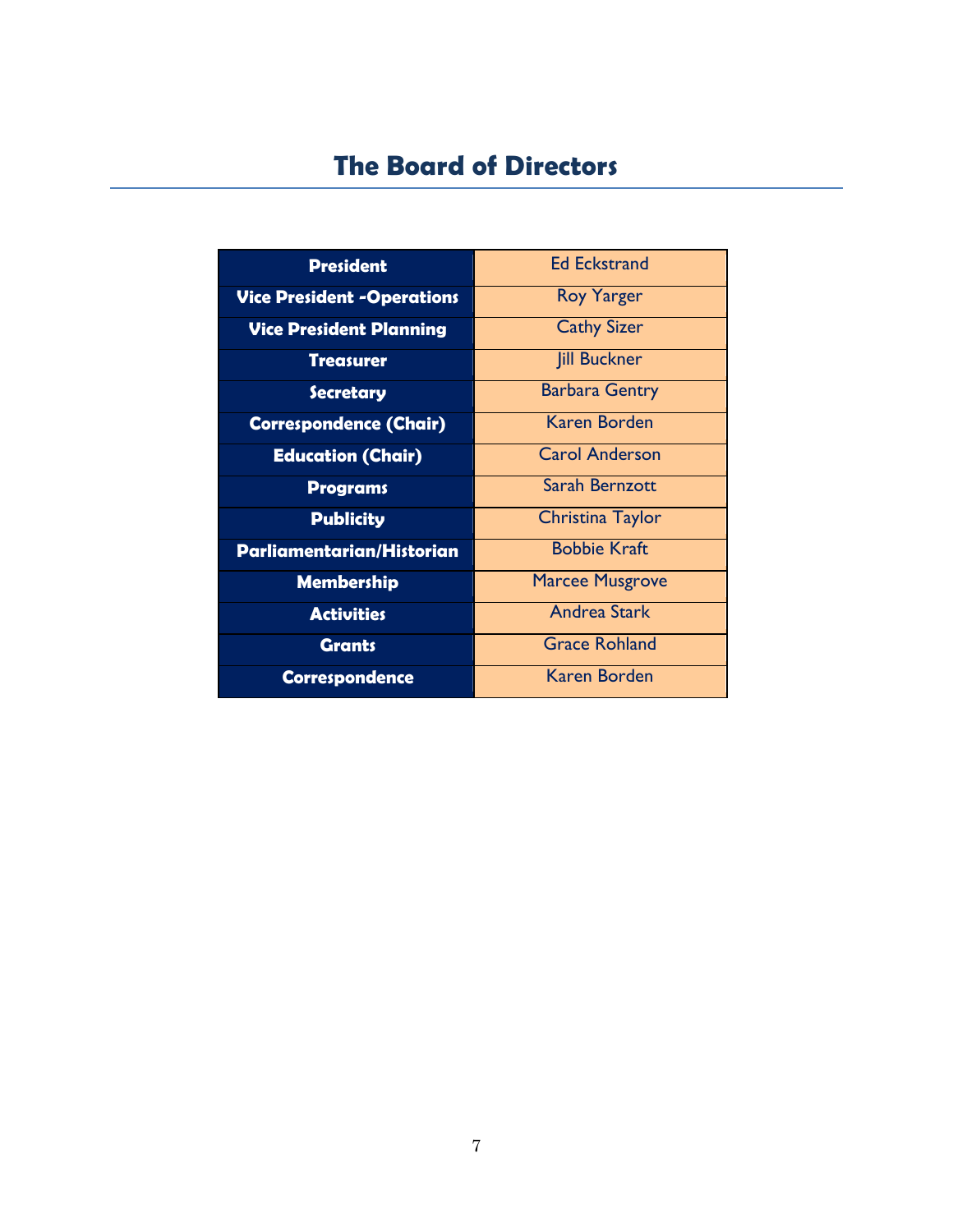# The Board of Directors

| | |
|---|---|
| **President** | Ed Eckstrand |
| **Vice President -Operations** | Roy Yarger |
| **Vice President Planning** | Cathy Sizer |
| **Treasurer** | Jill Buckner |
| **Secretary** | Barbara Gentry |
| **Correspondence (Chair)** | Karen Borden |
| **Education (Chair)** | Carol Anderson |
| **Programs** | Sarah Bernzott |
| **Publicity** | Christina Taylor |
| **Parliamentarian/Historian** | Bobbie Kraft |
| **Membership** | Marcee Musgrove |
| **Activities** | Andrea Stark |
| **Grants** | Grace Rohland |
| **Correspondence** | Karen Borden |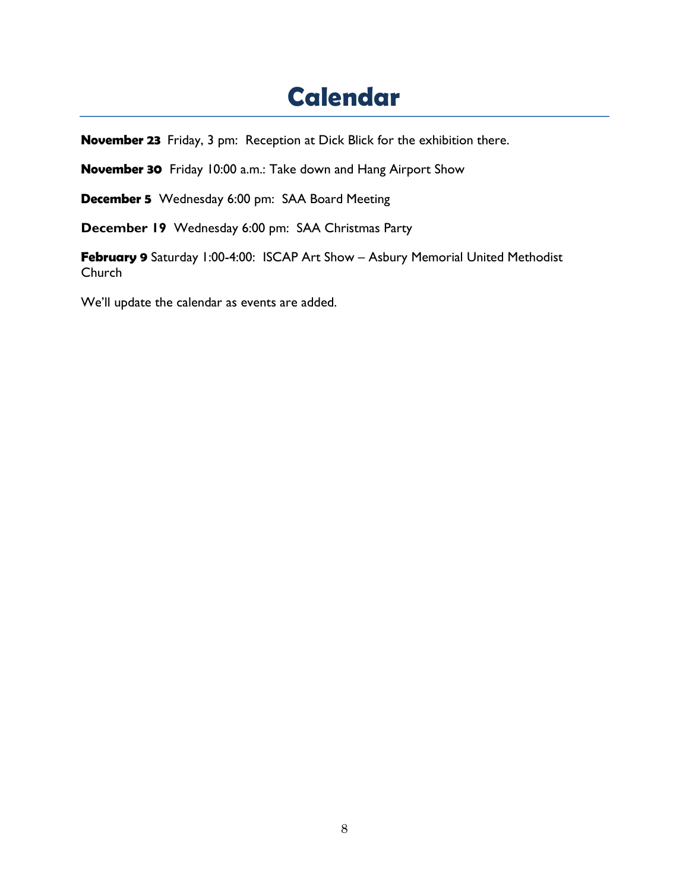# Calendar

**November 23** Friday, 3 pm: Reception at Dick Blick for the exhibition there.

**November 30** Friday 10:00 a.m.: Take down and Hang Airport Show

**December 5** Wednesday 6:00 pm: SAA Board Meeting

**December 19** Wednesday 6:00 pm: SAA Christmas Party

**February 9** Saturday 1:00-4:00: ISCAP Art Show – Asbury Memorial United Methodist Church

We'll update the calendar as events are added.